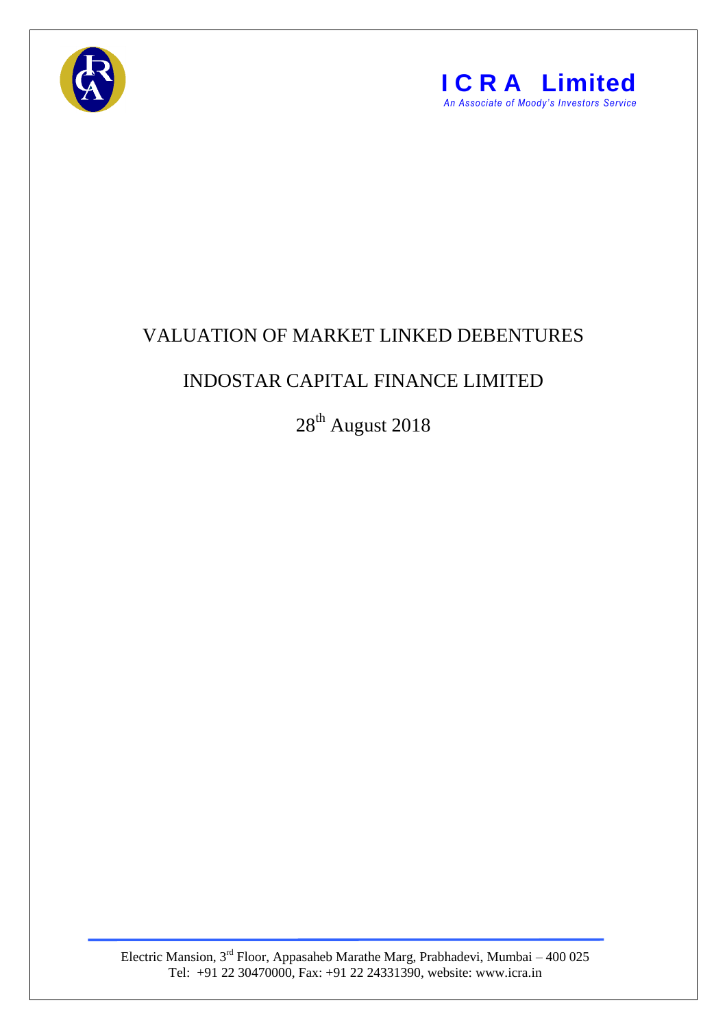**ICRA Limited**

*An Associate of Moody's Investors Service*

# VALUATION OF MARKET LINKED DEBENTURES

## INDOSTAR CAPITAL FINANCE LIMITED

28th August 2018

Electric Mansion, 3rd Floor, Appasaheb Marathe Marg, Prabhadevi, Mumbai – 400 025
Tel: +91 22 30470000, Fax: +91 22 24331390, website: www.icra.in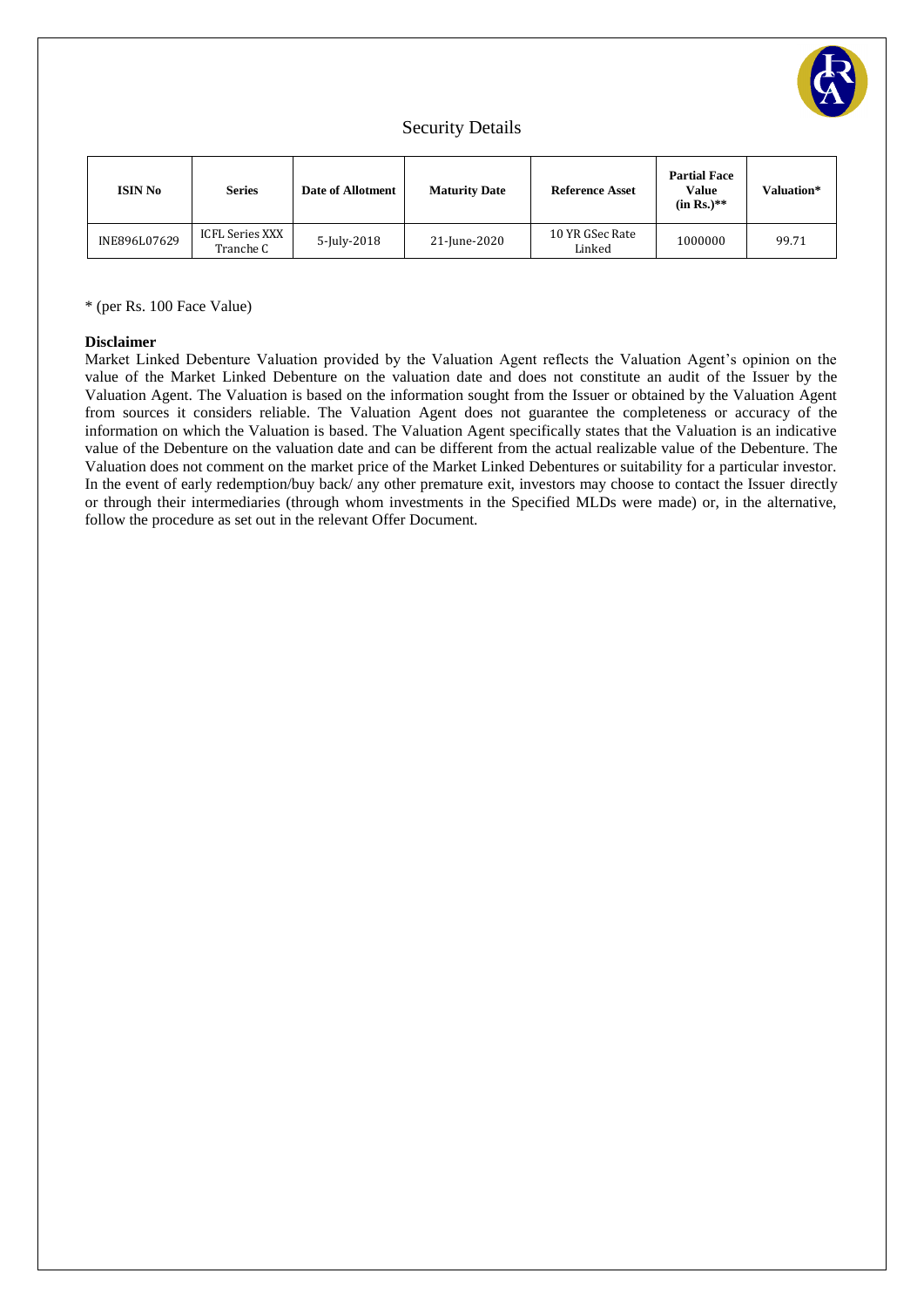## Security Details

| ISIN No | Series | Date of Allotment | Maturity Date | Reference Asset | Partial Face Value (in Rs.)** | Valuation* |
|---|---|---|---|---|---|---|
| INE896L07629 | ICFL Series XXX Tranche C | 5-July-2018 | 21-June-2020 | 10 YR GSec Rate Linked | 1000000 | 99.71 |

* (per Rs. 100 Face Value)

**Disclaimer**

Market Linked Debenture Valuation provided by the Valuation Agent reflects the Valuation Agent's opinion on the value of the Market Linked Debenture on the valuation date and does not constitute an audit of the Issuer by the Valuation Agent. The Valuation is based on the information sought from the Issuer or obtained by the Valuation Agent from sources it considers reliable. The Valuation Agent does not guarantee the completeness or accuracy of the information on which the Valuation is based. The Valuation Agent specifically states that the Valuation is an indicative value of the Debenture on the valuation date and can be different from the actual realizable value of the Debenture. The Valuation does not comment on the market price of the Market Linked Debentures or suitability for a particular investor. In the event of early redemption/buy back/ any other premature exit, investors may choose to contact the Issuer directly or through their intermediaries (through whom investments in the Specified MLDs were made) or, in the alternative, follow the procedure as set out in the relevant Offer Document.